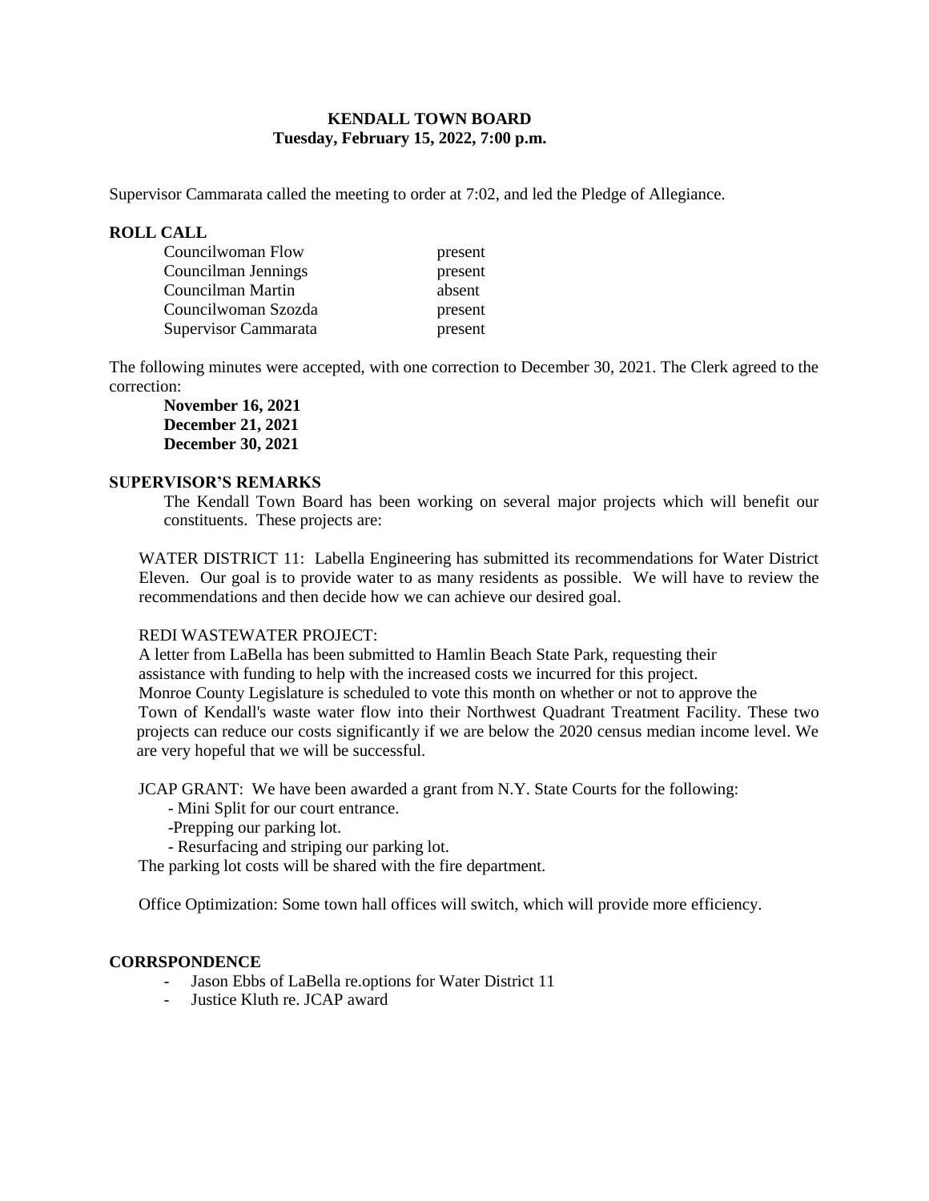# KENDALL TOWN BOARD
## Tuesday, February 15, 2022, 7:00 p.m.

Supervisor Cammarata called the meeting to order at 7:02, and led the Pledge of Allegiance.

**ROLL CALL**

| | |
|---|---|
| Councilwoman Flow | present |
| Councilman Jennings | present |
| Councilman Martin | absent |
| Councilwoman Szozda | present |
| Supervisor Cammarata | present |

The following minutes were accepted, with one correction to December 30, 2021. The Clerk agreed to the correction:

**November 16, 2021**
**December 21, 2021**
**December 30, 2021**

**SUPERVISOR'S REMARKS**

The Kendall Town Board has been working on several major projects which will benefit our constituents. These projects are:

WATER DISTRICT 11: Labella Engineering has submitted its recommendations for Water District Eleven. Our goal is to provide water to as many residents as possible. We will have to review the recommendations and then decide how we can achieve our desired goal.

REDI WASTEWATER PROJECT:
A letter from LaBella has been submitted to Hamlin Beach State Park, requesting their assistance with funding to help with the increased costs we incurred for this project.
Monroe County Legislature is scheduled to vote this month on whether or not to approve the Town of Kendall's waste water flow into their Northwest Quadrant Treatment Facility. These two projects can reduce our costs significantly if we are below the 2020 census median income level. We are very hopeful that we will be successful.

JCAP GRANT: We have been awarded a grant from N.Y. State Courts for the following:

- Mini Split for our court entrance.
- Prepping our parking lot.
- Resurfacing and striping our parking lot.

The parking lot costs will be shared with the fire department.

Office Optimization: Some town hall offices will switch, which will provide more efficiency.

**CORRSPONDENCE**

- Jason Ebbs of LaBella re.options for Water District 11
- Justice Kluth re. JCAP award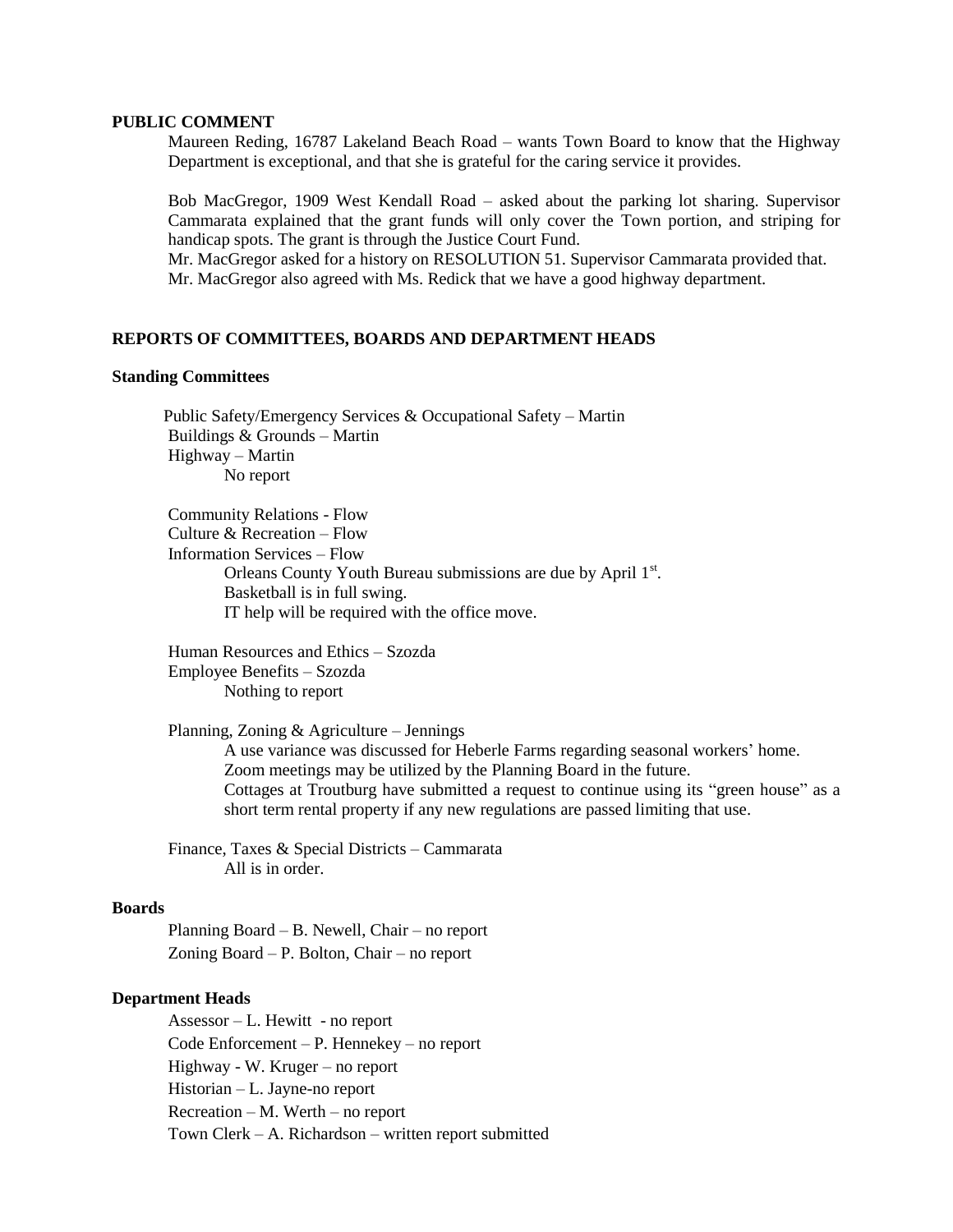**PUBLIC COMMENT**

Maureen Reding, 16787 Lakeland Beach Road – wants Town Board to know that the Highway Department is exceptional, and that she is grateful for the caring service it provides.

Bob MacGregor, 1909 West Kendall Road – asked about the parking lot sharing. Supervisor Cammarata explained that the grant funds will only cover the Town portion, and striping for handicap spots. The grant is through the Justice Court Fund.
Mr. MacGregor asked for a history on RESOLUTION 51. Supervisor Cammarata provided that.
Mr. MacGregor also agreed with Ms. Redick that we have a good highway department.

**REPORTS OF COMMITTEES, BOARDS AND DEPARTMENT HEADS**

**Standing Committees**

Public Safety/Emergency Services & Occupational Safety – Martin
Buildings & Grounds – Martin
Highway – Martin
No report

Community Relations - Flow
Culture & Recreation – Flow
Information Services – Flow
Orleans County Youth Bureau submissions are due by April 1st.
Basketball is in full swing.
IT help will be required with the office move.

Human Resources and Ethics – Szozda
Employee Benefits – Szozda
Nothing to report

Planning, Zoning & Agriculture – Jennings
A use variance was discussed for Heberle Farms regarding seasonal workers' home.
Zoom meetings may be utilized by the Planning Board in the future.
Cottages at Troutburg have submitted a request to continue using its "green house" as a short term rental property if any new regulations are passed limiting that use.

Finance, Taxes & Special Districts – Cammarata
All is in order.

**Boards**

Planning Board – B. Newell, Chair – no report
Zoning Board – P. Bolton, Chair – no report

**Department Heads**

Assessor – L. Hewitt - no report
Code Enforcement – P. Hennekey – no report
Highway - W. Kruger – no report
Historian – L. Jayne-no report
Recreation – M. Werth – no report
Town Clerk – A. Richardson – written report submitted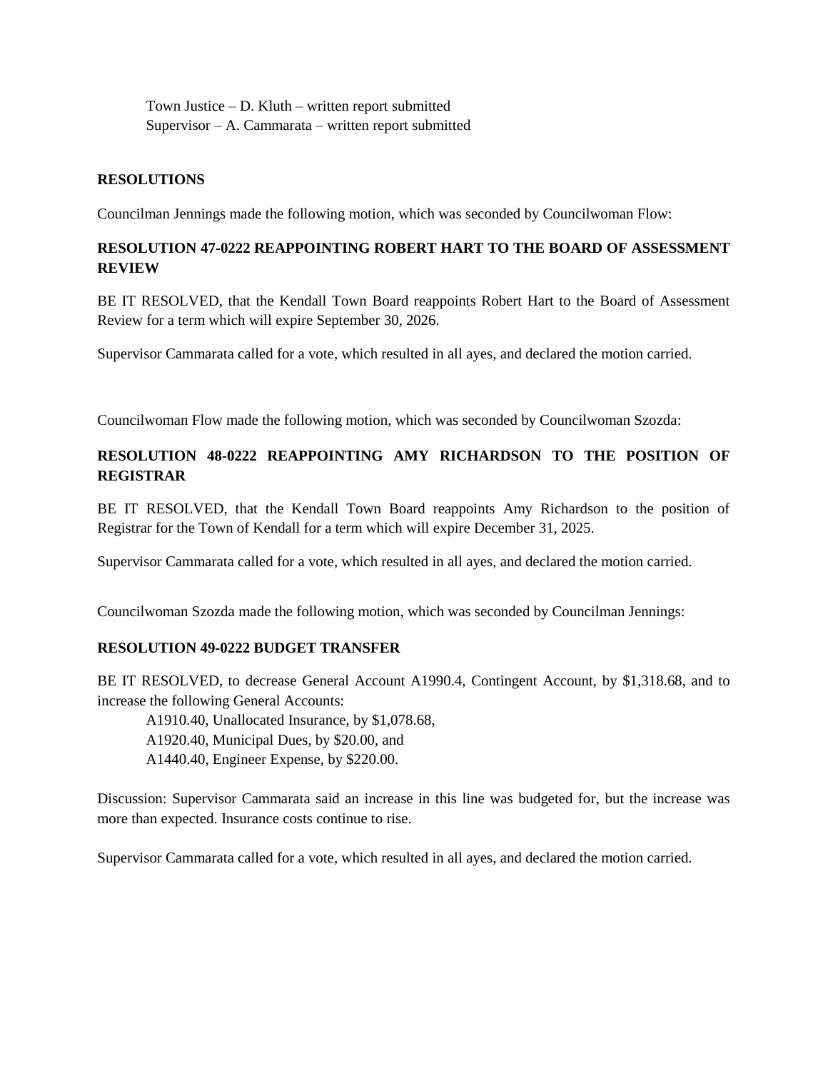Town Justice – D. Kluth – written report submitted
Supervisor – A. Cammarata – written report submitted

**RESOLUTIONS**

Councilman Jennings made the following motion, which was seconded by Councilwoman Flow:

**RESOLUTION 47-0222 REAPPOINTING ROBERT HART TO THE BOARD OF ASSESSMENT REVIEW**

BE IT RESOLVED, that the Kendall Town Board reappoints Robert Hart to the Board of Assessment Review for a term which will expire September 30, 2026.

Supervisor Cammarata called for a vote, which resulted in all ayes, and declared the motion carried.

Councilwoman Flow made the following motion, which was seconded by Councilwoman Szozda:

**RESOLUTION 48-0222 REAPPOINTING AMY RICHARDSON TO THE POSITION OF REGISTRAR**

BE IT RESOLVED, that the Kendall Town Board reappoints Amy Richardson to the position of Registrar for the Town of Kendall for a term which will expire December 31, 2025.

Supervisor Cammarata called for a vote, which resulted in all ayes, and declared the motion carried.

Councilwoman Szozda made the following motion, which was seconded by Councilman Jennings:

**RESOLUTION 49-0222 BUDGET TRANSFER**

BE IT RESOLVED, to decrease General Account A1990.4, Contingent Account, by $1,318.68, and to increase the following General Accounts:

A1910.40, Unallocated Insurance, by $1,078.68,
A1920.40, Municipal Dues, by $20.00, and
A1440.40, Engineer Expense, by $220.00.

Discussion: Supervisor Cammarata said an increase in this line was budgeted for, but the increase was more than expected. Insurance costs continue to rise.

Supervisor Cammarata called for a vote, which resulted in all ayes, and declared the motion carried.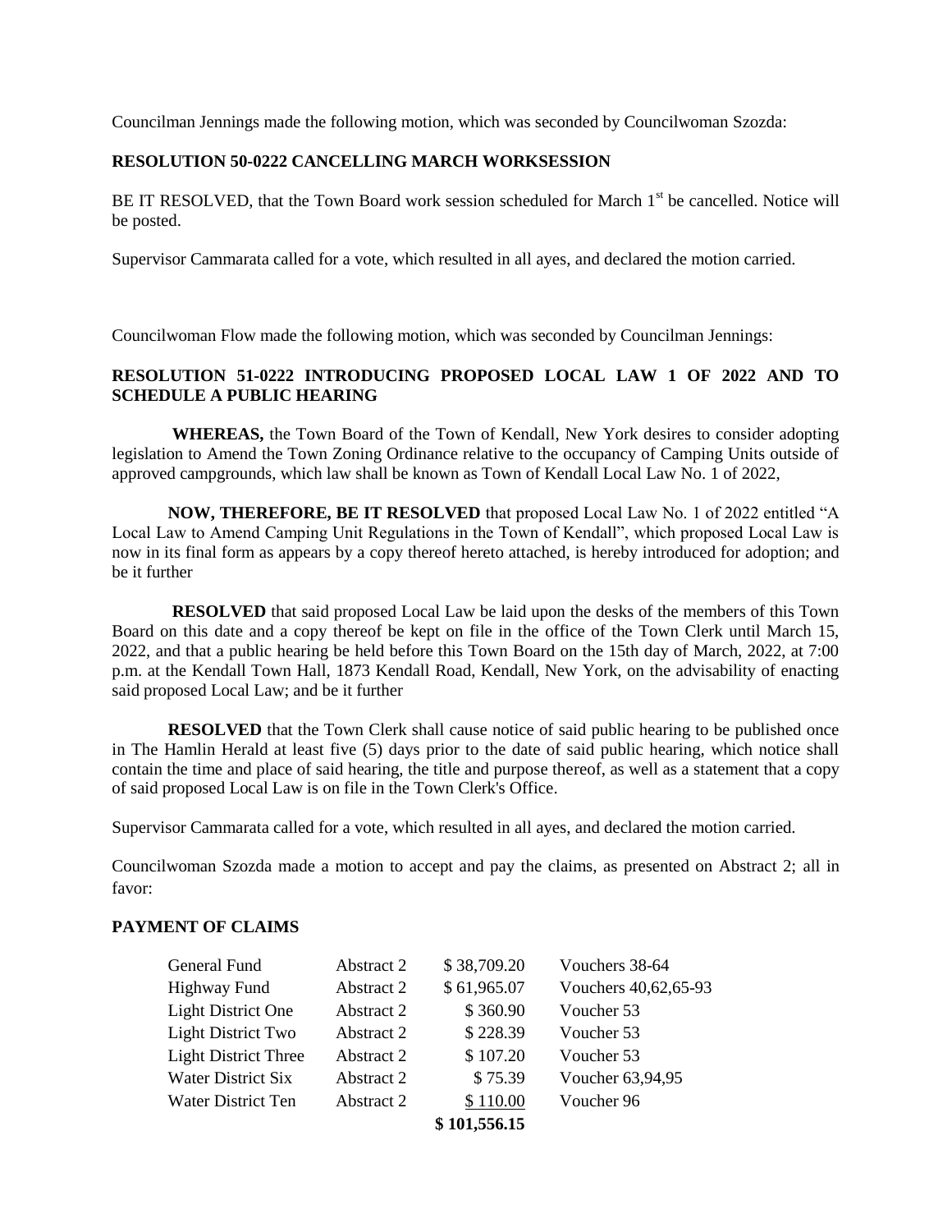Councilman Jennings made the following motion, which was seconded by Councilwoman Szozda:

**RESOLUTION 50-0222 CANCELLING MARCH WORKSESSION**

BE IT RESOLVED, that the Town Board work session scheduled for March 1st be cancelled. Notice will be posted.

Supervisor Cammarata called for a vote, which resulted in all ayes, and declared the motion carried.

Councilwoman Flow made the following motion, which was seconded by Councilman Jennings:

**RESOLUTION 51-0222 INTRODUCING PROPOSED LOCAL LAW 1 OF 2022 AND TO SCHEDULE A PUBLIC HEARING**

**WHEREAS,** the Town Board of the Town of Kendall, New York desires to consider adopting legislation to Amend the Town Zoning Ordinance relative to the occupancy of Camping Units outside of approved campgrounds, which law shall be known as Town of Kendall Local Law No. 1 of 2022,

**NOW, THEREFORE, BE IT RESOLVED** that proposed Local Law No. 1 of 2022 entitled "A Local Law to Amend Camping Unit Regulations in the Town of Kendall", which proposed Local Law is now in its final form as appears by a copy thereof hereto attached, is hereby introduced for adoption; and be it further

**RESOLVED** that said proposed Local Law be laid upon the desks of the members of this Town Board on this date and a copy thereof be kept on file in the office of the Town Clerk until March 15, 2022, and that a public hearing be held before this Town Board on the 15th day of March, 2022, at 7:00 p.m. at the Kendall Town Hall, 1873 Kendall Road, Kendall, New York, on the advisability of enacting said proposed Local Law; and be it further

**RESOLVED** that the Town Clerk shall cause notice of said public hearing to be published once in The Hamlin Herald at least five (5) days prior to the date of said public hearing, which notice shall contain the time and place of said hearing, the title and purpose thereof, as well as a statement that a copy of said proposed Local Law is on file in the Town Clerk's Office.

Supervisor Cammarata called for a vote, which resulted in all ayes, and declared the motion carried.

Councilwoman Szozda made a motion to accept and pay the claims, as presented on Abstract 2; all in favor:

**PAYMENT OF CLAIMS**

| | | | |
|---|---|---|---|
| General Fund | Abstract 2 | $ 38,709.20 | Vouchers 38-64 |
| Highway Fund | Abstract 2 | $ 61,965.07 | Vouchers 40,62,65-93 |
| Light District One | Abstract 2 | $ 360.90 | Voucher 53 |
| Light District Two | Abstract 2 | $ 228.39 | Voucher 53 |
| Light District Three | Abstract 2 | $ 107.20 | Voucher 53 |
| Water District Six | Abstract 2 | $ 75.39 | Voucher 63,94,95 |
| Water District Ten | Abstract 2 | $ 110.00 | Voucher 96 |
| | | **$ 101,556.15** | |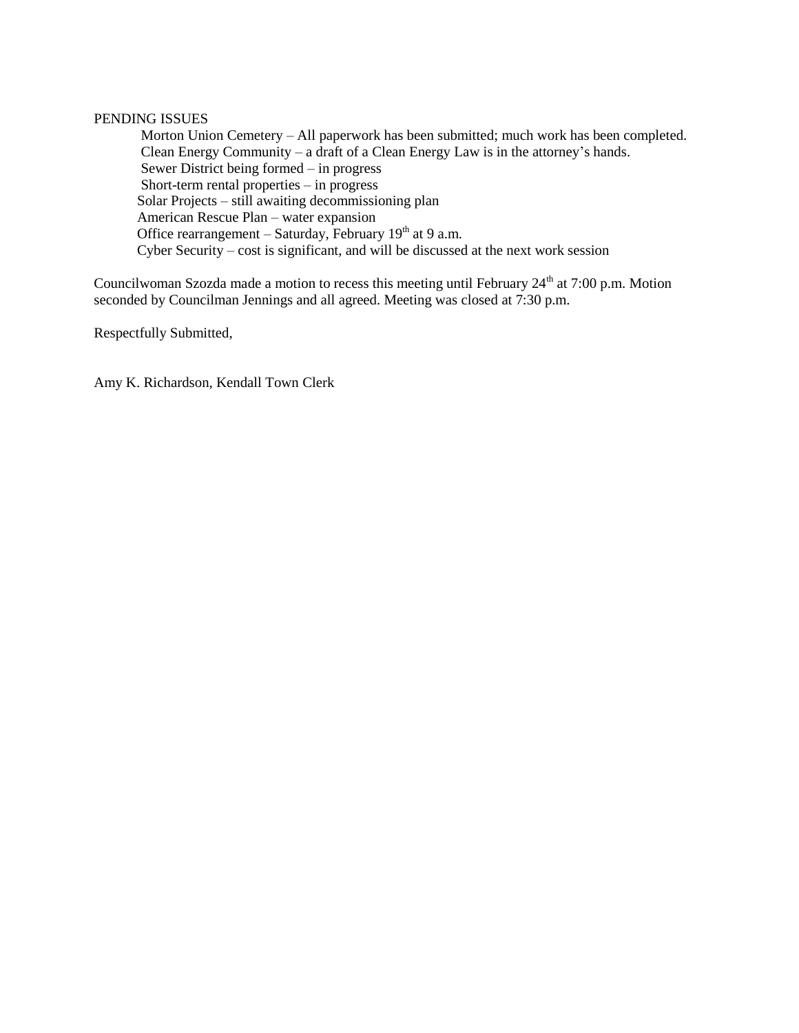PENDING ISSUES

Morton Union Cemetery – All paperwork has been submitted; much work has been completed.
Clean Energy Community – a draft of a Clean Energy Law is in the attorney's hands.
Sewer District being formed – in progress
Short-term rental properties – in progress
Solar Projects – still awaiting decommissioning plan
American Rescue Plan – water expansion
Office rearrangement – Saturday, February 19th at 9 a.m.
Cyber Security – cost is significant, and will be discussed at the next work session

Councilwoman Szozda made a motion to recess this meeting until February 24th at 7:00 p.m. Motion seconded by Councilman Jennings and all agreed. Meeting was closed at 7:30 p.m.

Respectfully Submitted,

Amy K. Richardson, Kendall Town Clerk